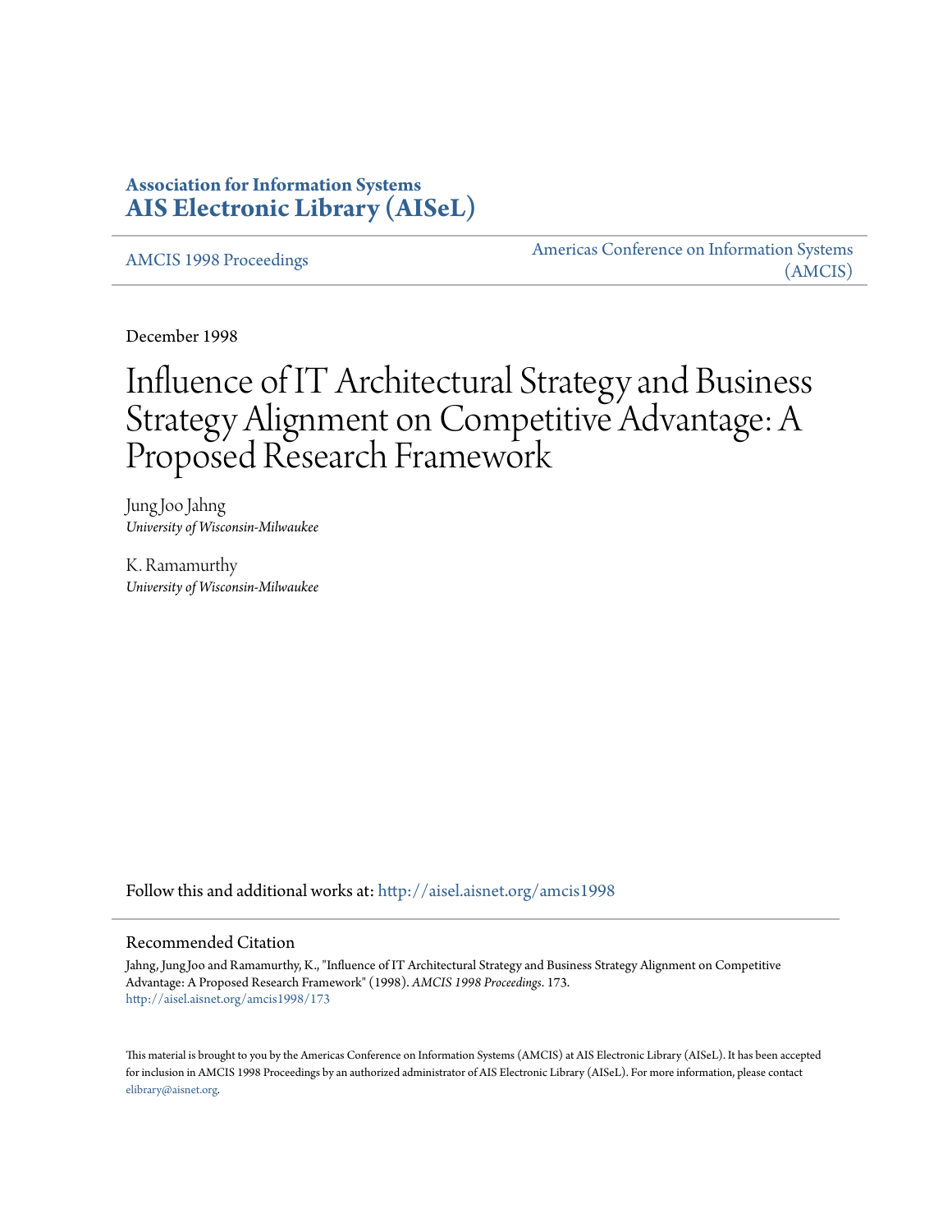**Association for Information Systems**
**AIS Electronic Library (AISeL)**

AMCIS 1998 Proceedings

Americas Conference on Information Systems (AMCIS)

December 1998

# Influence of IT Architectural Strategy and Business Strategy Alignment on Competitive Advantage: A Proposed Research Framework

Jung Joo Jahng
*University of Wisconsin-Milwaukee*

K. Ramamurthy
*University of Wisconsin-Milwaukee*

Follow this and additional works at: http://aisel.aisnet.org/amcis1998

## Recommended Citation

Jahng, Jung Joo and Ramamurthy, K., "Influence of IT Architectural Strategy and Business Strategy Alignment on Competitive Advantage: A Proposed Research Framework" (1998). *AMCIS 1998 Proceedings*. 173.
http://aisel.aisnet.org/amcis1998/173

This material is brought to you by the Americas Conference on Information Systems (AMCIS) at AIS Electronic Library (AISeL). It has been accepted for inclusion in AMCIS 1998 Proceedings by an authorized administrator of AIS Electronic Library (AISeL). For more information, please contact elibrary@aisnet.org.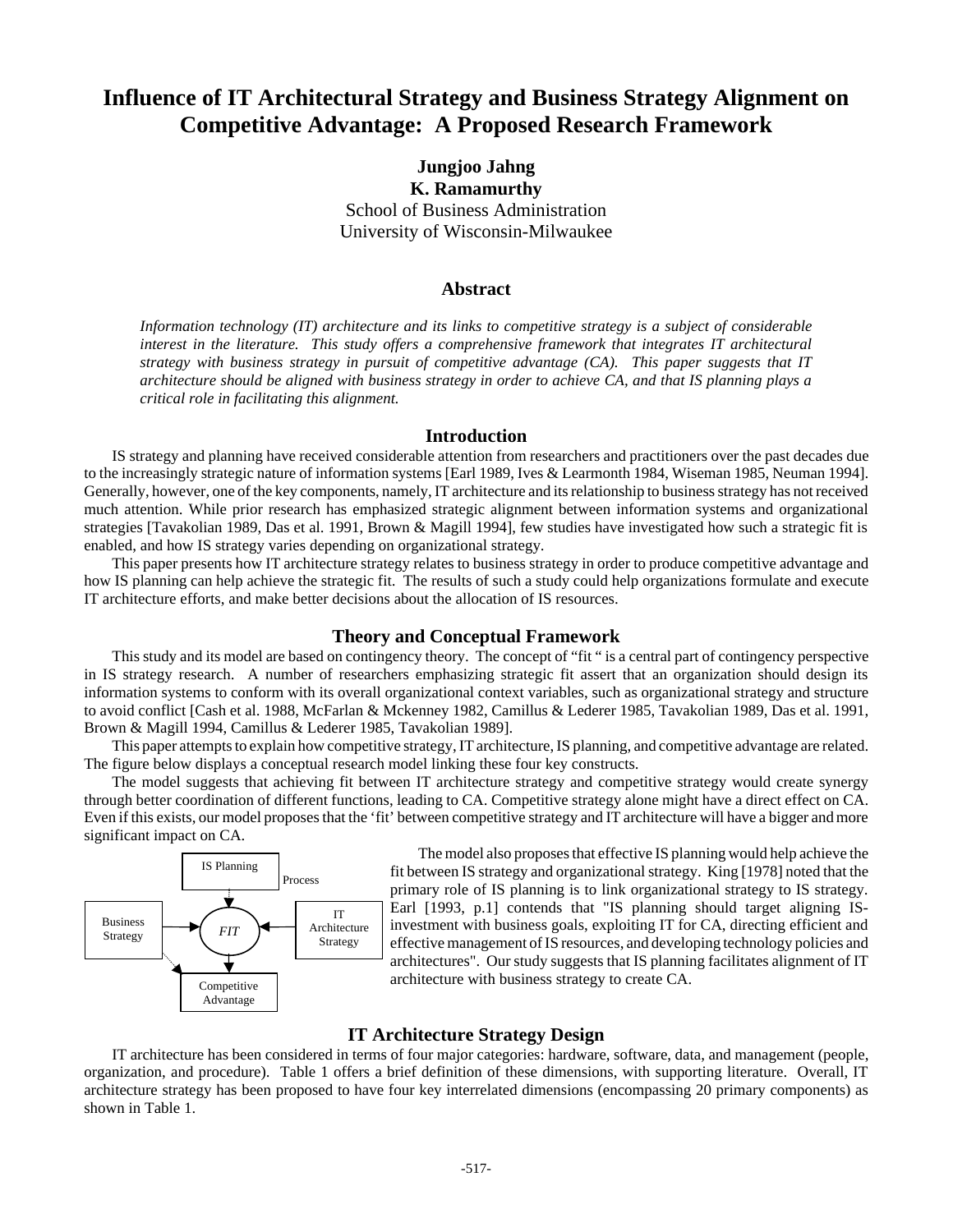# Influence of IT Architectural Strategy and Business Strategy Alignment on Competitive Advantage: A Proposed Research Framework

**Jungjoo Jahng**
**K. Ramamurthy**
School of Business Administration
University of Wisconsin-Milwaukee

## Abstract

*Information technology (IT) architecture and its links to competitive strategy is a subject of considerable interest in the literature. This study offers a comprehensive framework that integrates IT architectural strategy with business strategy in pursuit of competitive advantage (CA). This paper suggests that IT architecture should be aligned with business strategy in order to achieve CA, and that IS planning plays a critical role in facilitating this alignment.*

## Introduction

IS strategy and planning have received considerable attention from researchers and practitioners over the past decades due to the increasingly strategic nature of information systems [Earl 1989, Ives & Learmonth 1984, Wiseman 1985, Neuman 1994]. Generally, however, one of the key components, namely, IT architecture and its relationship to business strategy has not received much attention. While prior research has emphasized strategic alignment between information systems and organizational strategies [Tavakolian 1989, Das et al. 1991, Brown & Magill 1994], few studies have investigated how such a strategic fit is enabled, and how IS strategy varies depending on organizational strategy.

This paper presents how IT architecture strategy relates to business strategy in order to produce competitive advantage and how IS planning can help achieve the strategic fit. The results of such a study could help organizations formulate and execute IT architecture efforts, and make better decisions about the allocation of IS resources.

## Theory and Conceptual Framework

This study and its model are based on contingency theory. The concept of "fit " is a central part of contingency perspective in IS strategy research. A number of researchers emphasizing strategic fit assert that an organization should design its information systems to conform with its overall organizational context variables, such as organizational strategy and structure to avoid conflict [Cash et al. 1988, McFarlan & Mckenney 1982, Camillus & Lederer 1985, Tavakolian 1989, Das et al. 1991, Brown & Magill 1994, Camillus & Lederer 1985, Tavakolian 1989].

This paper attempts to explain how competitive strategy, IT architecture, IS planning, and competitive advantage are related. The figure below displays a conceptual research model linking these four key constructs.

The model suggests that achieving fit between IT architecture strategy and competitive strategy would create synergy through better coordination of different functions, leading to CA. Competitive strategy alone might have a direct effect on CA. Even if this exists, our model proposes that the 'fit' between competitive strategy and IT architecture will have a bigger and more significant impact on CA.

The model also proposes that effective IS planning would help achieve the fit between IS strategy and organizational strategy. King [1978] noted that the primary role of IS planning is to link organizational strategy to IS strategy. Earl [1993, p.1] contends that "IS planning should target aligning IS-investment with business goals, exploiting IT for CA, directing efficient and effective management of IS resources, and developing technology policies and architectures". Our study suggests that IS planning facilitates alignment of IT architecture with business strategy to create CA.

## IT Architecture Strategy Design

IT architecture has been considered in terms of four major categories: hardware, software, data, and management (people, organization, and procedure). Table 1 offers a brief definition of these dimensions, with supporting literature. Overall, IT architecture strategy has been proposed to have four key interrelated dimensions (encompassing 20 primary components) as shown in Table 1.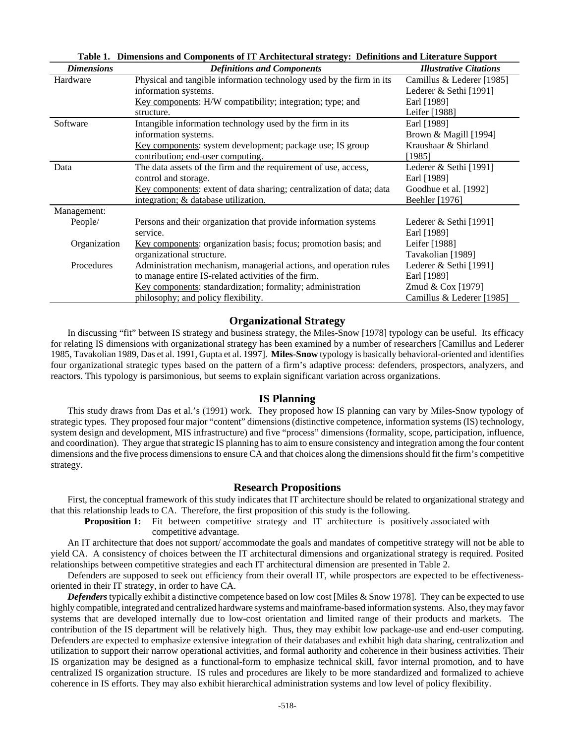**Table 1. Dimensions and Components of IT Architectural strategy: Definitions and Literature Support**

| *Dimensions* | *Definitions and Components* | *Illustrative Citations* |
|---|---|---|
| Hardware | Physical and tangible information technology used by the firm in its information systems. Key components: H/W compatibility; integration; type; and structure. | Camillus & Lederer [1985] Lederer & Sethi [1991] Earl [1989] Leifer [1988] |
| Software | Intangible information technology used by the firm in its information systems. Key components: system development; package use; IS group contribution; end-user computing. | Earl [1989] Brown & Magill [1994] Kraushaar & Shirland [1985] |
| Data | The data assets of the firm and the requirement of use, access, control and storage. Key components: extent of data sharing; centralization of data; data integration; & database utilization. | Lederer & Sethi [1991] Earl [1989] Goodhue et al. [1992] Beehler [1976] |
| Management: | | |
| People/ Organization | Persons and their organization that provide information systems service. Key components: organization basis; focus; promotion basis; and organizational structure. | Lederer & Sethi [1991] Earl [1989] Leifer [1988] Tavakolian [1989] |
| Procedures | Administration mechanism, managerial actions, and operation rules to manage entire IS-related activities of the firm. Key components: standardization; formality; administration philosophy; and policy flexibility. | Lederer & Sethi [1991] Earl [1989] Zmud & Cox [1979] Camillus & Lederer [1985] |

## Organizational Strategy

In discussing "fit" between IS strategy and business strategy, the Miles-Snow [1978] typology can be useful. Its efficacy for relating IS dimensions with organizational strategy has been examined by a number of researchers [Camillus and Lederer 1985, Tavakolian 1989, Das et al. 1991, Gupta et al. 1997]. **Miles-Snow** typology is basically behavioral-oriented and identifies four organizational strategic types based on the pattern of a firm's adaptive process: defenders, prospectors, analyzers, and reactors. This typology is parsimonious, but seems to explain significant variation across organizations.

## IS Planning

This study draws from Das et al.'s (1991) work. They proposed how IS planning can vary by Miles-Snow typology of strategic types. They proposed four major "content" dimensions (distinctive competence, information systems (IS) technology, system design and development, MIS infrastructure) and five "process" dimensions (formality, scope, participation, influence, and coordination). They argue that strategic IS planning has to aim to ensure consistency and integration among the four content dimensions and the five process dimensions to ensure CA and that choices along the dimensions should fit the firm's competitive strategy.

## Research Propositions

First, the conceptual framework of this study indicates that IT architecture should be related to organizational strategy and that this relationship leads to CA. Therefore, the first proposition of this study is the following.

**Proposition 1:** Fit between competitive strategy and IT architecture is positively associated with competitive advantage.

An IT architecture that does not support/ accommodate the goals and mandates of competitive strategy will not be able to yield CA. A consistency of choices between the IT architectural dimensions and organizational strategy is required. Posited relationships between competitive strategies and each IT architectural dimension are presented in Table 2.

Defenders are supposed to seek out efficiency from their overall IT, while prospectors are expected to be effectiveness-oriented in their IT strategy, in order to have CA.

***Defenders*** typically exhibit a distinctive competence based on low cost [Miles & Snow 1978]. They can be expected to use highly compatible, integrated and centralized hardware systems and mainframe-based information systems. Also, they may favor systems that are developed internally due to low-cost orientation and limited range of their products and markets. The contribution of the IS department will be relatively high. Thus, they may exhibit low package-use and end-user computing. Defenders are expected to emphasize extensive integration of their databases and exhibit high data sharing, centralization and utilization to support their narrow operational activities, and formal authority and coherence in their business activities. Their IS organization may be designed as a functional-form to emphasize technical skill, favor internal promotion, and to have centralized IS organization structure. IS rules and procedures are likely to be more standardized and formalized to achieve coherence in IS efforts. They may also exhibit hierarchical administration systems and low level of policy flexibility.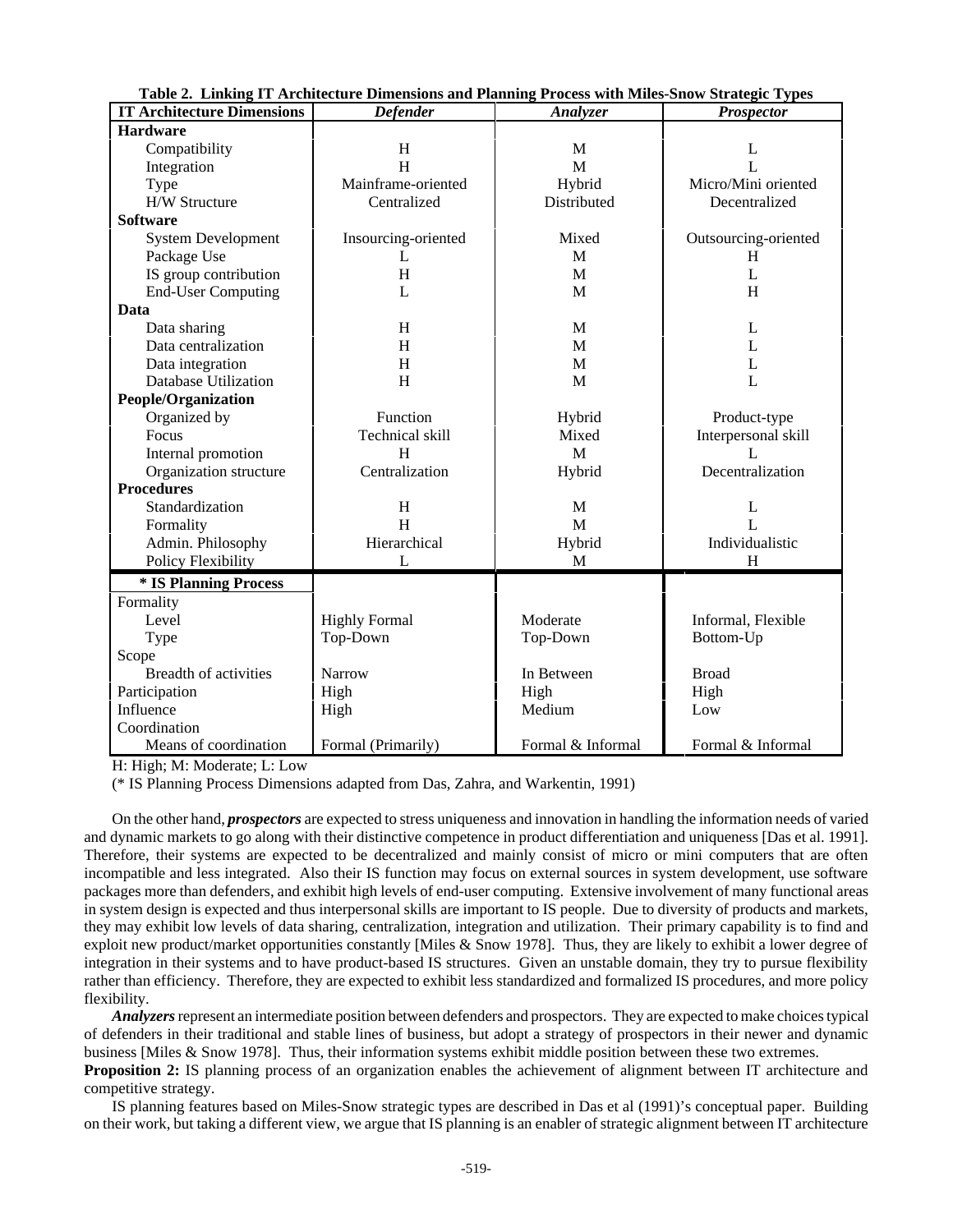**Table 2. Linking IT Architecture Dimensions and Planning Process with Miles-Snow Strategic Types**

| IT Architecture Dimensions | *Defender* | *Analyzer* | *Prospector* |
|---|---|---|---|
| **Hardware** | | | |
| Compatibility | H | M | L |
| Integration | H | M | L |
| Type | Mainframe-oriented | Hybrid | Micro/Mini oriented |
| H/W Structure | Centralized | Distributed | Decentralized |
| **Software** | | | |
| System Development | Insourcing-oriented | Mixed | Outsourcing-oriented |
| Package Use | L | M | H |
| IS group contribution | H | M | L |
| End-User Computing | L | M | H |
| **Data** | | | |
| Data sharing | H | M | L |
| Data centralization | H | M | L |
| Data integration | H | M | L |
| Database Utilization | H | M | L |
| **People/Organization** | | | |
| Organized by | Function | Hybrid | Product-type |
| Focus | Technical skill | Mixed | Interpersonal skill |
| Internal promotion | H | M | L |
| Organization structure | Centralization | Hybrid | Decentralization |
| **Procedures** | | | |
| Standardization | H | M | L |
| Formality | H | M | L |
| Admin. Philosophy | Hierarchical | Hybrid | Individualistic |
| Policy Flexibility | L | M | H |
| **\* IS Planning Process** | | | |
| Formality | | | |
| Level | Highly Formal | Moderate | Informal, Flexible |
| Type | Top-Down | Top-Down | Bottom-Up |
| Scope | | | |
| Breadth of activities | Narrow | In Between | Broad |
| Participation | High | High | High |
| Influence | High | Medium | Low |
| Coordination | | | |
| Means of coordination | Formal (Primarily) | Formal & Informal | Formal & Informal |

H: High; M: Moderate; L: Low

(* IS Planning Process Dimensions adapted from Das, Zahra, and Warkentin, 1991)

On the other hand, ***prospectors*** are expected to stress uniqueness and innovation in handling the information needs of varied and dynamic markets to go along with their distinctive competence in product differentiation and uniqueness [Das et al. 1991]. Therefore, their systems are expected to be decentralized and mainly consist of micro or mini computers that are often incompatible and less integrated. Also their IS function may focus on external sources in system development, use software packages more than defenders, and exhibit high levels of end-user computing. Extensive involvement of many functional areas in system design is expected and thus interpersonal skills are important to IS people. Due to diversity of products and markets, they may exhibit low levels of data sharing, centralization, integration and utilization. Their primary capability is to find and exploit new product/market opportunities constantly [Miles & Snow 1978]. Thus, they are likely to exhibit a lower degree of integration in their systems and to have product-based IS structures. Given an unstable domain, they try to pursue flexibility rather than efficiency. Therefore, they are expected to exhibit less standardized and formalized IS procedures, and more policy flexibility.

***Analyzers*** represent an intermediate position between defenders and prospectors. They are expected to make choices typical of defenders in their traditional and stable lines of business, but adopt a strategy of prospectors in their newer and dynamic business [Miles & Snow 1978]. Thus, their information systems exhibit middle position between these two extremes.

**Proposition 2:** IS planning process of an organization enables the achievement of alignment between IT architecture and competitive strategy.

IS planning features based on Miles-Snow strategic types are described in Das et al (1991)'s conceptual paper. Building on their work, but taking a different view, we argue that IS planning is an enabler of strategic alignment between IT architecture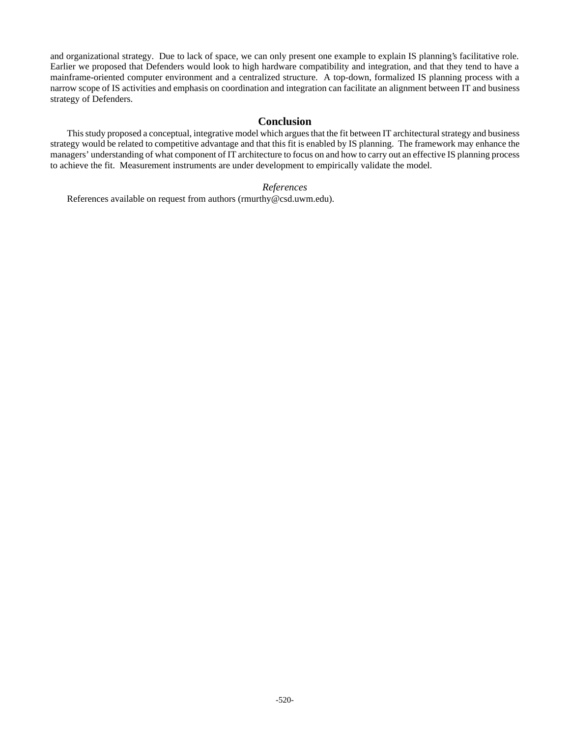and organizational strategy. Due to lack of space, we can only present one example to explain IS planning's facilitative role. Earlier we proposed that Defenders would look to high hardware compatibility and integration, and that they tend to have a mainframe-oriented computer environment and a centralized structure. A top-down, formalized IS planning process with a narrow scope of IS activities and emphasis on coordination and integration can facilitate an alignment between IT and business strategy of Defenders.

## Conclusion

This study proposed a conceptual, integrative model which argues that the fit between IT architectural strategy and business strategy would be related to competitive advantage and that this fit is enabled by IS planning. The framework may enhance the managers' understanding of what component of IT architecture to focus on and how to carry out an effective IS planning process to achieve the fit. Measurement instruments are under development to empirically validate the model.

### *References*

References available on request from authors (rmurthy@csd.uwm.edu).